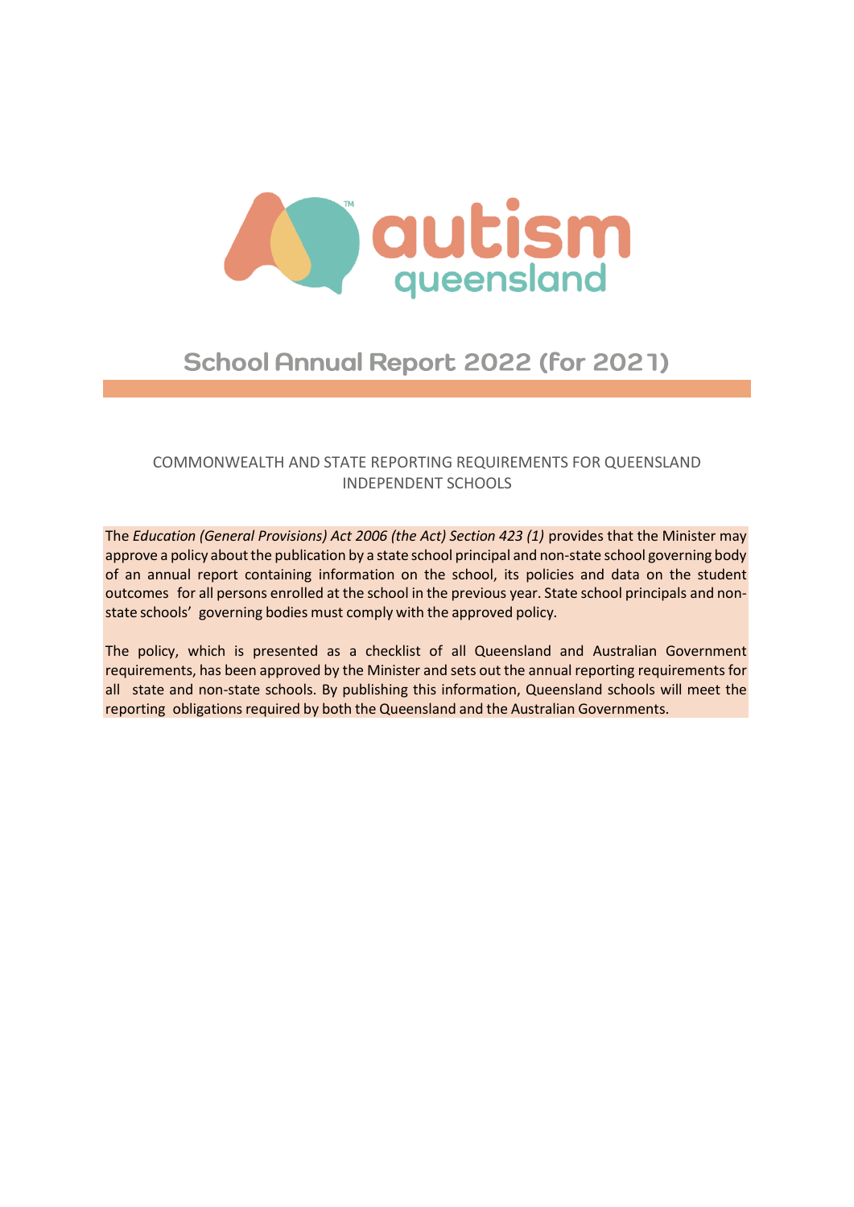autism queensland

# School Annual Report 2022 (for 2021)

COMMONWEALTH AND STATE REPORTING REQUIREMENTS FOR QUEENSLAND INDEPENDENT SCHOOLS

The *Education (General Provisions) Act 2006 (the Act) Section 423 (1)* provides that the Minister may approve a policy about the publication by a state school principal and non-state school governing body of an annual report containing information on the school, its policies and data on the student outcomes for all persons enrolled at the school in the previous year. State school principals and non-state schools' governing bodies must comply with the approved policy.

The policy, which is presented as a checklist of all Queensland and Australian Government requirements, has been approved by the Minister and sets out the annual reporting requirements for all state and non-state schools. By publishing this information, Queensland schools will meet the reporting obligations required by both the Queensland and the Australian Governments.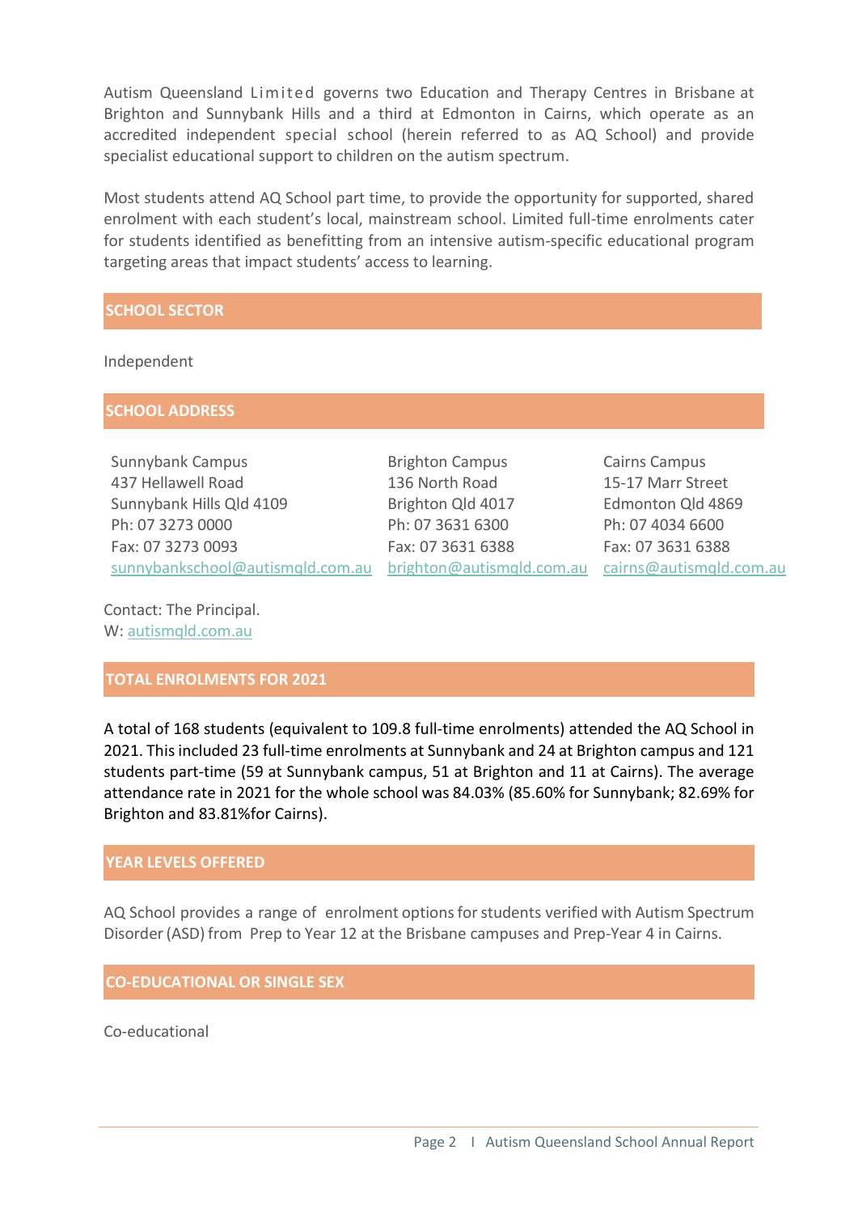Autism Queensland Limited governs two Education and Therapy Centres in Brisbane at Brighton and Sunnybank Hills and a third at Edmonton in Cairns, which operate as an accredited independent special school (herein referred to as AQ School) and provide specialist educational support to children on the autism spectrum.

Most students attend AQ School part time, to provide the opportunity for supported, shared enrolment with each student's local, mainstream school. Limited full-time enrolments cater for students identified as benefitting from an intensive autism-specific educational program targeting areas that impact students' access to learning.

## SCHOOL SECTOR

Independent

## SCHOOL ADDRESS

Sunnybank Campus
437 Hellawell Road
Sunnybank Hills Qld 4109
Ph: 07 3273 0000
Fax: 07 3273 0093
sunnybankschool@autismqld.com.au

Brighton Campus
136 North Road
Brighton Qld 4017
Ph: 07 3631 6300
Fax: 07 3631 6388
brighton@autismqld.com.au

Cairns Campus
15-17 Marr Street
Edmonton Qld 4869
Ph: 07 4034 6600
Fax: 07 3631 6388
cairns@autismqld.com.au

Contact: The Principal.
W: autismqld.com.au

## TOTAL ENROLMENTS FOR 2021

A total of 168 students (equivalent to 109.8 full-time enrolments) attended the AQ School in 2021. This included 23 full-time enrolments at Sunnybank and 24 at Brighton campus and 121 students part-time (59 at Sunnybank campus, 51 at Brighton and 11 at Cairns). The average attendance rate in 2021 for the whole school was 84.03% (85.60% for Sunnybank; 82.69% for Brighton and 83.81%for Cairns).

## YEAR LEVELS OFFERED

AQ School provides a range of enrolment options for students verified with Autism Spectrum Disorder (ASD) from Prep to Year 12 at the Brisbane campuses and Prep-Year 4 in Cairns.

## CO-EDUCATIONAL OR SINGLE SEX

Co-educational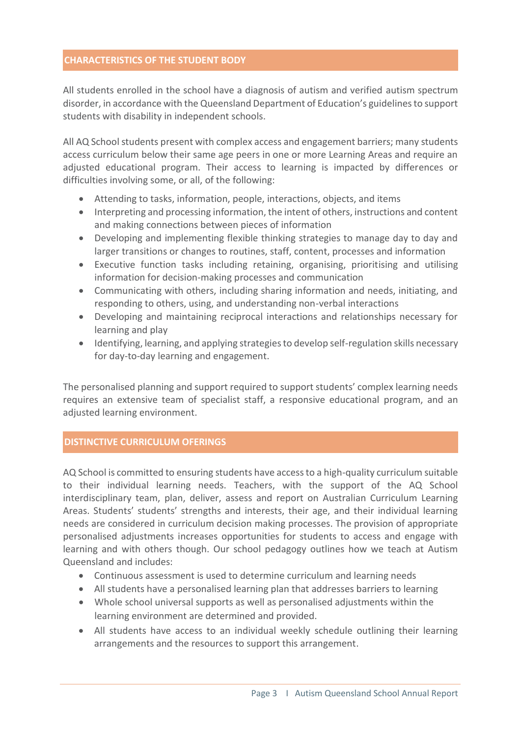## CHARACTERISTICS OF THE STUDENT BODY

All students enrolled in the school have a diagnosis of autism and verified autism spectrum disorder, in accordance with the Queensland Department of Education's guidelines to support students with disability in independent schools.

All AQ School students present with complex access and engagement barriers; many students access curriculum below their same age peers in one or more Learning Areas and require an adjusted educational program. Their access to learning is impacted by differences or difficulties involving some, or all, of the following:

- Attending to tasks, information, people, interactions, objects, and items
- Interpreting and processing information, the intent of others, instructions and content and making connections between pieces of information
- Developing and implementing flexible thinking strategies to manage day to day and larger transitions or changes to routines, staff, content, processes and information
- Executive function tasks including retaining, organising, prioritising and utilising information for decision-making processes and communication
- Communicating with others, including sharing information and needs, initiating, and responding to others, using, and understanding non-verbal interactions
- Developing and maintaining reciprocal interactions and relationships necessary for learning and play
- Identifying, learning, and applying strategies to develop self-regulation skills necessary for day-to-day learning and engagement.

The personalised planning and support required to support students' complex learning needs requires an extensive team of specialist staff, a responsive educational program, and an adjusted learning environment.

## DISTINCTIVE CURRICULUM OFERINGS

AQ School is committed to ensuring students have access to a high-quality curriculum suitable to their individual learning needs. Teachers, with the support of the AQ School interdisciplinary team, plan, deliver, assess and report on Australian Curriculum Learning Areas. Students' students' strengths and interests, their age, and their individual learning needs are considered in curriculum decision making processes. The provision of appropriate personalised adjustments increases opportunities for students to access and engage with learning and with others though. Our school pedagogy outlines how we teach at Autism Queensland and includes:

- Continuous assessment is used to determine curriculum and learning needs
- All students have a personalised learning plan that addresses barriers to learning
- Whole school universal supports as well as personalised adjustments within the learning environment are determined and provided.
- All students have access to an individual weekly schedule outlining their learning arrangements and the resources to support this arrangement.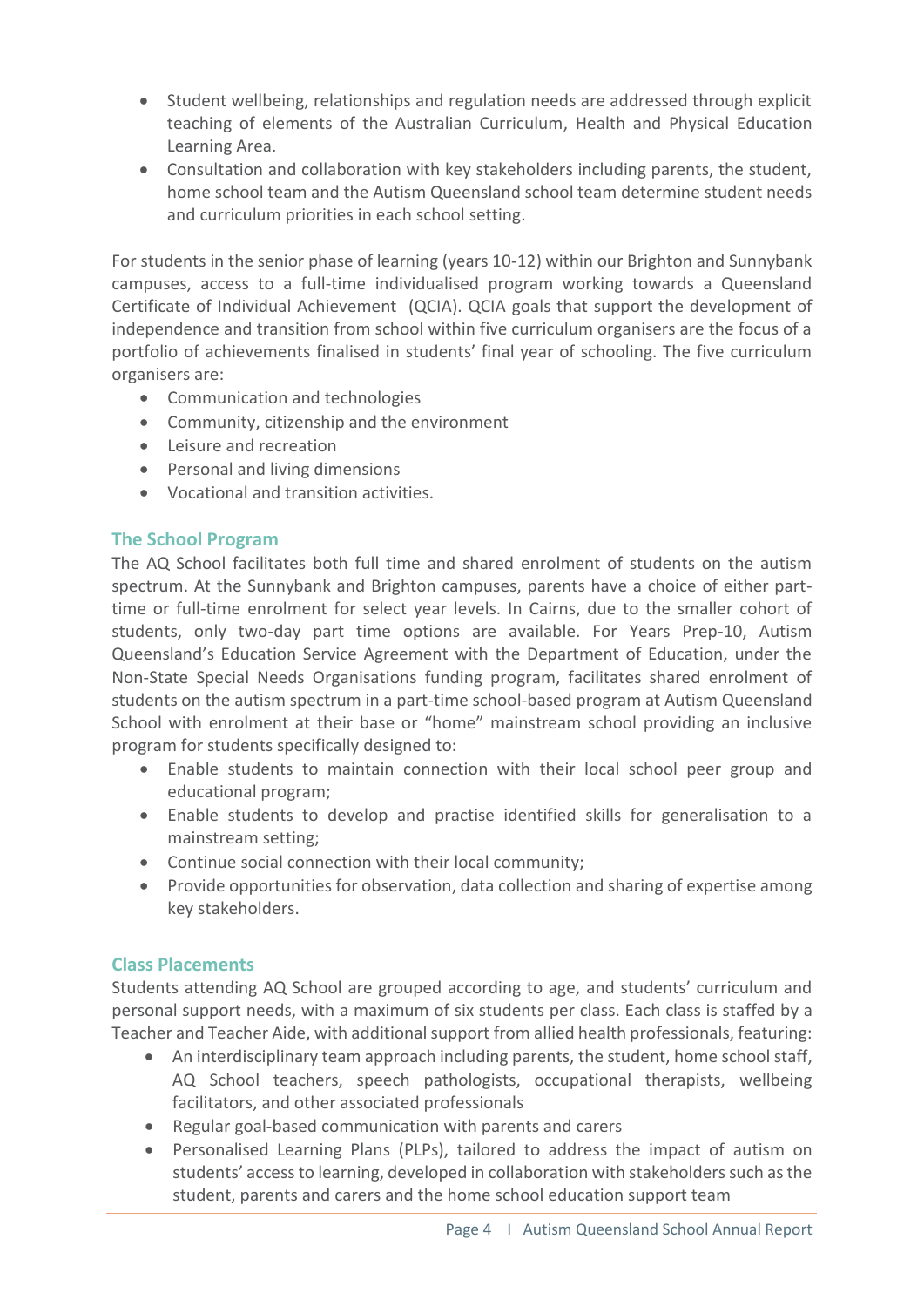- Student wellbeing, relationships and regulation needs are addressed through explicit teaching of elements of the Australian Curriculum, Health and Physical Education Learning Area.
- Consultation and collaboration with key stakeholders including parents, the student, home school team and the Autism Queensland school team determine student needs and curriculum priorities in each school setting.

For students in the senior phase of learning (years 10-12) within our Brighton and Sunnybank campuses, access to a full-time individualised program working towards a Queensland Certificate of Individual Achievement (QCIA). QCIA goals that support the development of independence and transition from school within five curriculum organisers are the focus of a portfolio of achievements finalised in students' final year of schooling. The five curriculum organisers are:

- Communication and technologies
- Community, citizenship and the environment
- Leisure and recreation
- Personal and living dimensions
- Vocational and transition activities.

## The School Program

The AQ School facilitates both full time and shared enrolment of students on the autism spectrum. At the Sunnybank and Brighton campuses, parents have a choice of either part-time or full-time enrolment for select year levels. In Cairns, due to the smaller cohort of students, only two-day part time options are available. For Years Prep-10, Autism Queensland's Education Service Agreement with the Department of Education, under the Non-State Special Needs Organisations funding program, facilitates shared enrolment of students on the autism spectrum in a part-time school-based program at Autism Queensland School with enrolment at their base or "home" mainstream school providing an inclusive program for students specifically designed to:

- Enable students to maintain connection with their local school peer group and educational program;
- Enable students to develop and practise identified skills for generalisation to a mainstream setting;
- Continue social connection with their local community;
- Provide opportunities for observation, data collection and sharing of expertise among key stakeholders.

## Class Placements

Students attending AQ School are grouped according to age, and students' curriculum and personal support needs, with a maximum of six students per class. Each class is staffed by a Teacher and Teacher Aide, with additional support from allied health professionals, featuring:

- An interdisciplinary team approach including parents, the student, home school staff, AQ School teachers, speech pathologists, occupational therapists, wellbeing facilitators, and other associated professionals
- Regular goal-based communication with parents and carers
- Personalised Learning Plans (PLPs), tailored to address the impact of autism on students' access to learning, developed in collaboration with stakeholders such as the student, parents and carers and the home school education support team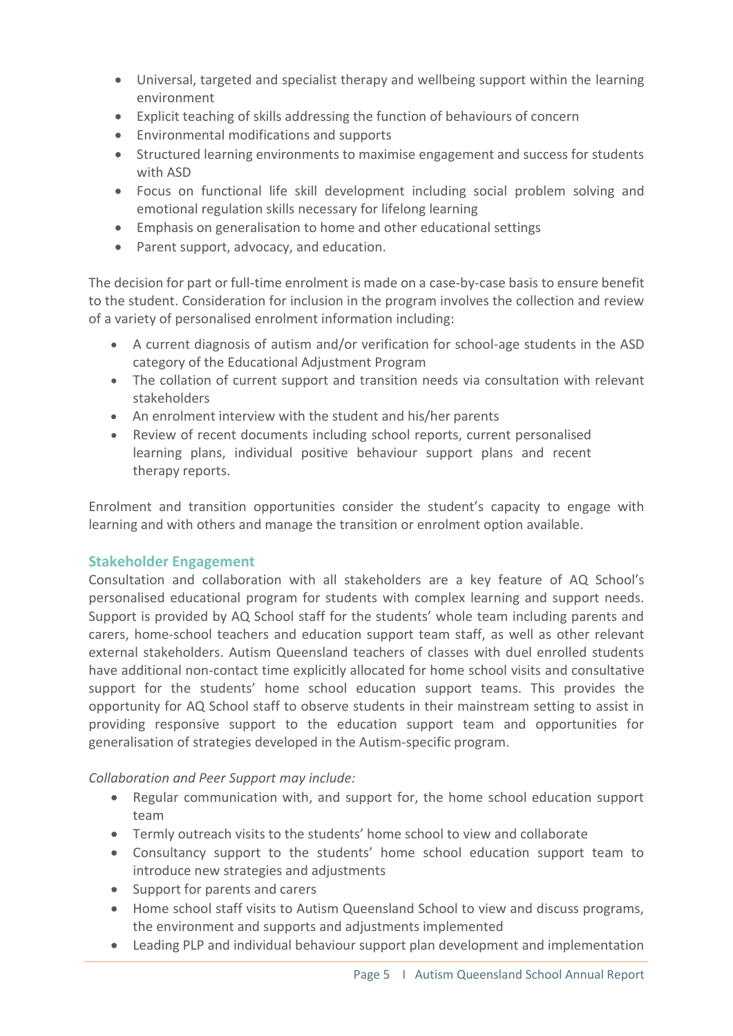- Universal, targeted and specialist therapy and wellbeing support within the learning environment
- Explicit teaching of skills addressing the function of behaviours of concern
- Environmental modifications and supports
- Structured learning environments to maximise engagement and success for students with ASD
- Focus on functional life skill development including social problem solving and emotional regulation skills necessary for lifelong learning
- Emphasis on generalisation to home and other educational settings
- Parent support, advocacy, and education.

The decision for part or full-time enrolment is made on a case-by-case basis to ensure benefit to the student. Consideration for inclusion in the program involves the collection and review of a variety of personalised enrolment information including:

- A current diagnosis of autism and/or verification for school-age students in the ASD category of the Educational Adjustment Program
- The collation of current support and transition needs via consultation with relevant stakeholders
- An enrolment interview with the student and his/her parents
- Review of recent documents including school reports, current personalised learning plans, individual positive behaviour support plans and recent therapy reports.

Enrolment and transition opportunities consider the student's capacity to engage with learning and with others and manage the transition or enrolment option available.

## Stakeholder Engagement

Consultation and collaboration with all stakeholders are a key feature of AQ School's personalised educational program for students with complex learning and support needs. Support is provided by AQ School staff for the students' whole team including parents and carers, home-school teachers and education support team staff, as well as other relevant external stakeholders. Autism Queensland teachers of classes with duel enrolled students have additional non-contact time explicitly allocated for home school visits and consultative support for the students' home school education support teams. This provides the opportunity for AQ School staff to observe students in their mainstream setting to assist in providing responsive support to the education support team and opportunities for generalisation of strategies developed in the Autism-specific program.

*Collaboration and Peer Support may include:*

- Regular communication with, and support for, the home school education support team
- Termly outreach visits to the students' home school to view and collaborate
- Consultancy support to the students' home school education support team to introduce new strategies and adjustments
- Support for parents and carers
- Home school staff visits to Autism Queensland School to view and discuss programs, the environment and supports and adjustments implemented
- Leading PLP and individual behaviour support plan development and implementation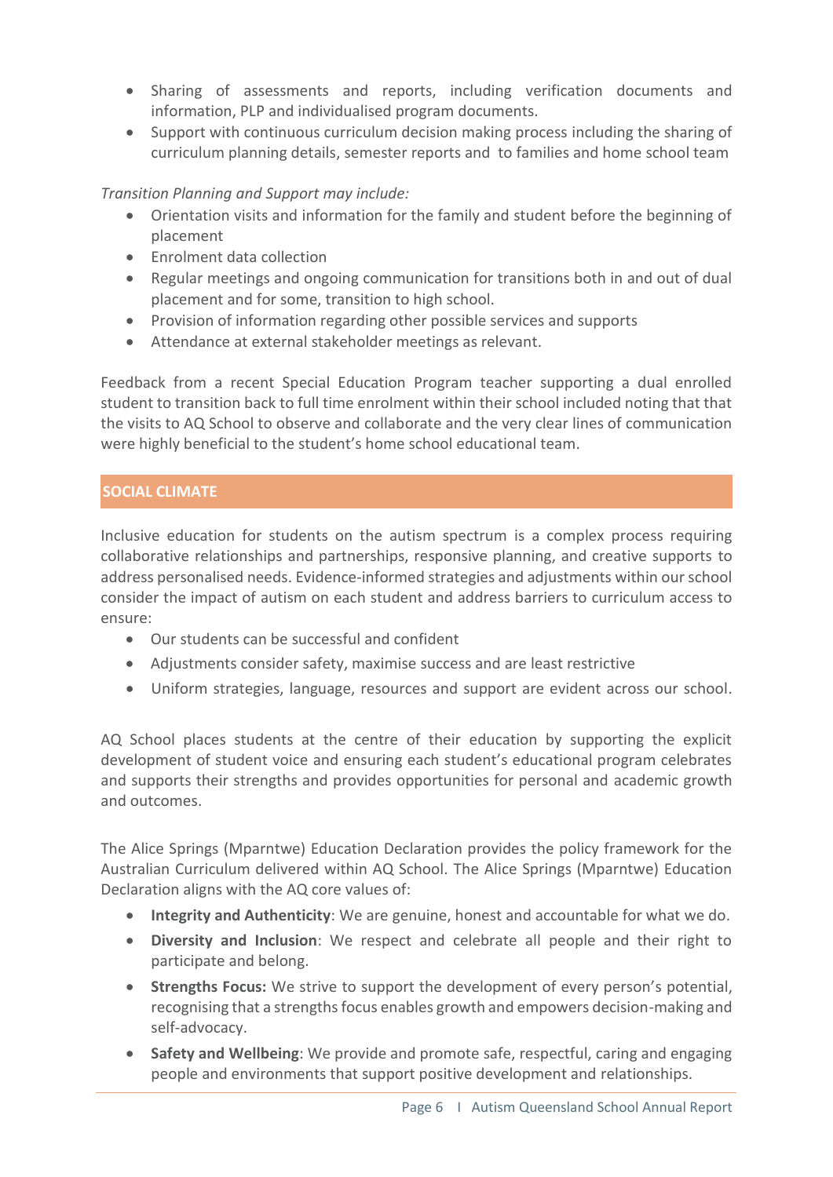- Sharing of assessments and reports, including verification documents and information, PLP and individualised program documents.
- Support with continuous curriculum decision making process including the sharing of curriculum planning details, semester reports and  to families and home school team

*Transition Planning and Support may include:*

- Orientation visits and information for the family and student before the beginning of placement
- Enrolment data collection
- Regular meetings and ongoing communication for transitions both in and out of dual placement and for some, transition to high school.
- Provision of information regarding other possible services and supports
- Attendance at external stakeholder meetings as relevant.

Feedback from a recent Special Education Program teacher supporting a dual enrolled student to transition back to full time enrolment within their school included noting that that the visits to AQ School to observe and collaborate and the very clear lines of communication were highly beneficial to the student's home school educational team.

## SOCIAL CLIMATE

Inclusive education for students on the autism spectrum is a complex process requiring collaborative relationships and partnerships, responsive planning, and creative supports to address personalised needs. Evidence-informed strategies and adjustments within our school consider the impact of autism on each student and address barriers to curriculum access to ensure:

- Our students can be successful and confident
- Adjustments consider safety, maximise success and are least restrictive
- Uniform strategies, language, resources and support are evident across our school.

AQ School places students at the centre of their education by supporting the explicit development of student voice and ensuring each student's educational program celebrates and supports their strengths and provides opportunities for personal and academic growth and outcomes.

The Alice Springs (Mparntwe) Education Declaration provides the policy framework for the Australian Curriculum delivered within AQ School. The Alice Springs (Mparntwe) Education Declaration aligns with the AQ core values of:

- **Integrity and Authenticity**: We are genuine, honest and accountable for what we do.
- **Diversity and Inclusion**: We respect and celebrate all people and their right to participate and belong.
- **Strengths Focus:** We strive to support the development of every person's potential, recognising that a strengths focus enables growth and empowers decision-making and self-advocacy.
- **Safety and Wellbeing**: We provide and promote safe, respectful, caring and engaging people and environments that support positive development and relationships.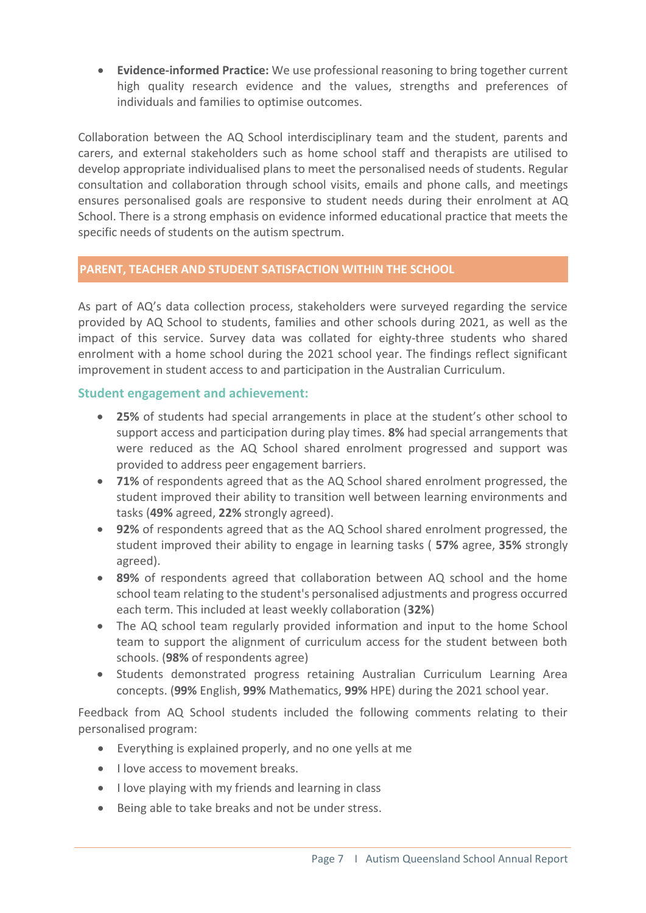- **Evidence-informed Practice:** We use professional reasoning to bring together current high quality research evidence and the values, strengths and preferences of individuals and families to optimise outcomes.

Collaboration between the AQ School interdisciplinary team and the student, parents and carers, and external stakeholders such as home school staff and therapists are utilised to develop appropriate individualised plans to meet the personalised needs of students. Regular consultation and collaboration through school visits, emails and phone calls, and meetings ensures personalised goals are responsive to student needs during their enrolment at AQ School. There is a strong emphasis on evidence informed educational practice that meets the specific needs of students on the autism spectrum.

## PARENT, TEACHER AND STUDENT SATISFACTION WITHIN THE SCHOOL

As part of AQ's data collection process, stakeholders were surveyed regarding the service provided by AQ School to students, families and other schools during 2021, as well as the impact of this service. Survey data was collated for eighty-three students who shared enrolment with a home school during the 2021 school year. The findings reflect significant improvement in student access to and participation in the Australian Curriculum.

### Student engagement and achievement:

- **25%** of students had special arrangements in place at the student's other school to support access and participation during play times. **8%** had special arrangements that were reduced as the AQ School shared enrolment progressed and support was provided to address peer engagement barriers.
- **71%** of respondents agreed that as the AQ School shared enrolment progressed, the student improved their ability to transition well between learning environments and tasks (**49%** agreed, **22%** strongly agreed).
- **92%** of respondents agreed that as the AQ School shared enrolment progressed, the student improved their ability to engage in learning tasks ( **57%** agree, **35%** strongly agreed).
- **89%** of respondents agreed that collaboration between AQ school and the home school team relating to the student's personalised adjustments and progress occurred each term. This included at least weekly collaboration (**32%**)
- The AQ school team regularly provided information and input to the home School team to support the alignment of curriculum access for the student between both schools. (**98%** of respondents agree)
- Students demonstrated progress retaining Australian Curriculum Learning Area concepts. (**99%** English, **99%** Mathematics, **99%** HPE) during the 2021 school year.

Feedback from AQ School students included the following comments relating to their personalised program:

- Everything is explained properly, and no one yells at me
- I love access to movement breaks.
- I love playing with my friends and learning in class
- Being able to take breaks and not be under stress.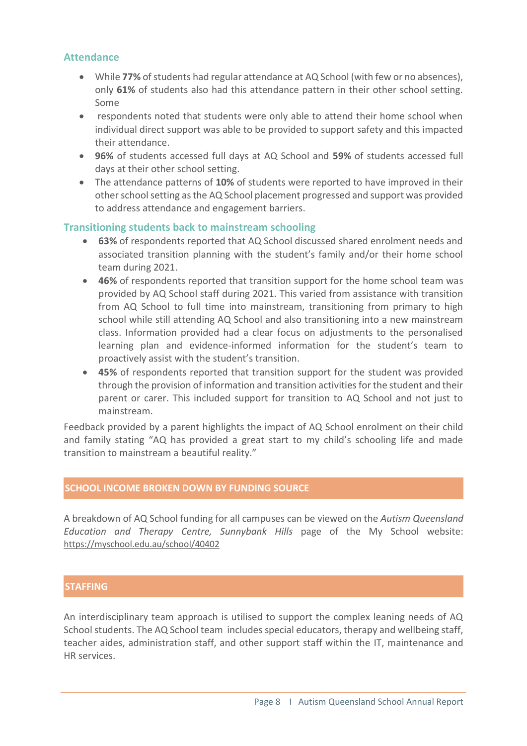### Attendance

- While **77%** of students had regular attendance at AQ School (with few or no absences), only **61%** of students also had this attendance pattern in their other school setting. Some
- respondents noted that students were only able to attend their home school when individual direct support was able to be provided to support safety and this impacted their attendance.
- **96%** of students accessed full days at AQ School and **59%** of students accessed full days at their other school setting.
- The attendance patterns of **10%** of students were reported to have improved in their other school setting as the AQ School placement progressed and support was provided to address attendance and engagement barriers.

### Transitioning students back to mainstream schooling

- **63%** of respondents reported that AQ School discussed shared enrolment needs and associated transition planning with the student's family and/or their home school team during 2021.
- **46%** of respondents reported that transition support for the home school team was provided by AQ School staff during 2021. This varied from assistance with transition from AQ School to full time into mainstream, transitioning from primary to high school while still attending AQ School and also transitioning into a new mainstream class. Information provided had a clear focus on adjustments to the personalised learning plan and evidence-informed information for the student's team to proactively assist with the student's transition.
- **45%** of respondents reported that transition support for the student was provided through the provision of information and transition activities for the student and their parent or carer. This included support for transition to AQ School and not just to mainstream.

Feedback provided by a parent highlights the impact of AQ School enrolment on their child and family stating "AQ has provided a great start to my child's schooling life and made transition to mainstream a beautiful reality."

## SCHOOL INCOME BROKEN DOWN BY FUNDING SOURCE

A breakdown of AQ School funding for all campuses can be viewed on the *Autism Queensland Education and Therapy Centre, Sunnybank Hills* page of the My School website: https://myschool.edu.au/school/40402

## STAFFING

An interdisciplinary team approach is utilised to support the complex leaning needs of AQ School students. The AQ School team includes special educators, therapy and wellbeing staff, teacher aides, administration staff, and other support staff within the IT, maintenance and HR services.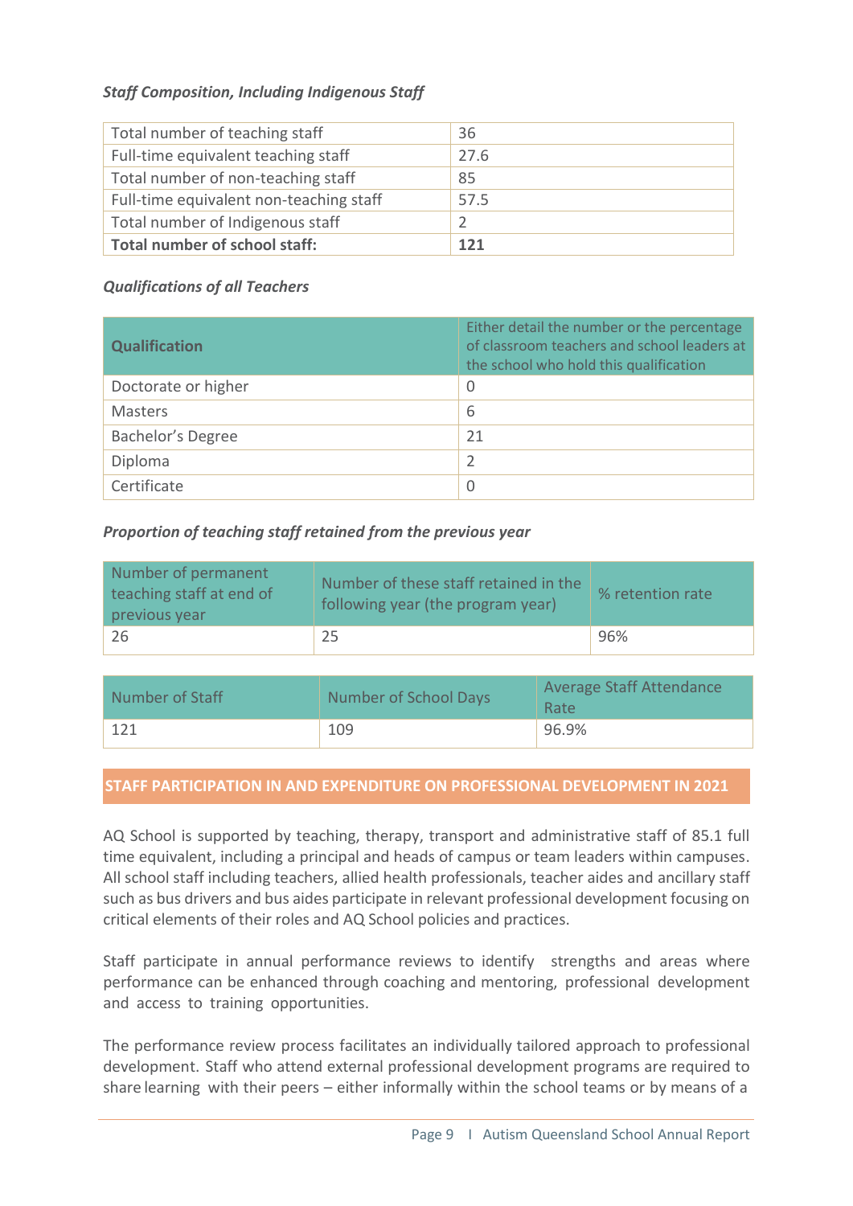### *Staff Composition, Including Indigenous Staff*

| | |
|---|---|
| Total number of teaching staff | 36 |
| Full-time equivalent teaching staff | 27.6 |
| Total number of non-teaching staff | 85 |
| Full-time equivalent non-teaching staff | 57.5 |
| Total number of Indigenous staff | 2 |
| **Total number of school staff:** | **121** |

### *Qualifications of all Teachers*

| Qualification | Either detail the number or the percentage of classroom teachers and school leaders at the school who hold this qualification |
|---|---|
| Doctorate or higher | 0 |
| Masters | 6 |
| Bachelor's Degree | 21 |
| Diploma | 2 |
| Certificate | 0 |

### *Proportion of teaching staff retained from the previous year*

| Number of permanent teaching staff at end of previous year | Number of these staff retained in the following year (the program year) | % retention rate |
|---|---|---|
| 26 | 25 | 96% |

| Number of Staff | Number of School Days | Average Staff Attendance Rate |
|---|---|---|
| 121 | 109 | 96.9% |

## STAFF PARTICIPATION IN AND EXPENDITURE ON PROFESSIONAL DEVELOPMENT IN 2021

AQ School is supported by teaching, therapy, transport and administrative staff of 85.1 full time equivalent, including a principal and heads of campus or team leaders within campuses. All school staff including teachers, allied health professionals, teacher aides and ancillary staff such as bus drivers and bus aides participate in relevant professional development focusing on critical elements of their roles and AQ School policies and practices.

Staff participate in annual performance reviews to identify strengths and areas where performance can be enhanced through coaching and mentoring, professional development and access to training opportunities.

The performance review process facilitates an individually tailored approach to professional development. Staff who attend external professional development programs are required to share learning with their peers – either informally within the school teams or by means of a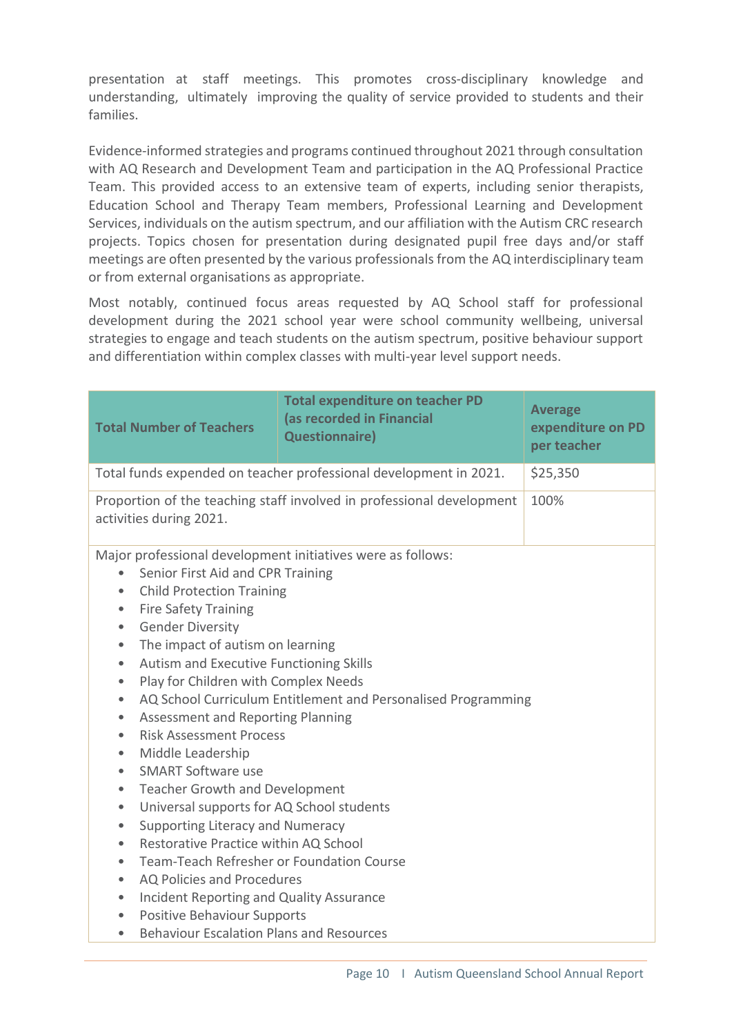presentation at staff meetings. This promotes cross-disciplinary knowledge and understanding, ultimately improving the quality of service provided to students and their families.

Evidence-informed strategies and programs continued throughout 2021 through consultation with AQ Research and Development Team and participation in the AQ Professional Practice Team. This provided access to an extensive team of experts, including senior therapists, Education School and Therapy Team members, Professional Learning and Development Services, individuals on the autism spectrum, and our affiliation with the Autism CRC research projects. Topics chosen for presentation during designated pupil free days and/or staff meetings are often presented by the various professionals from the AQ interdisciplinary team or from external organisations as appropriate.

Most notably, continued focus areas requested by AQ School staff for professional development during the 2021 school year were school community wellbeing, universal strategies to engage and teach students on the autism spectrum, positive behaviour support and differentiation within complex classes with multi-year level support needs.

| Total Number of Teachers | Total expenditure on teacher PD (as recorded in Financial Questionnaire) | Average expenditure on PD per teacher |
|---|---|---|
| Total funds expended on teacher professional development in 2021. | | $25,350 |
| Proportion of the teaching staff involved in professional development activities during 2021. | | 100% |

Major professional development initiatives were as follows:

- Senior First Aid and CPR Training
- Child Protection Training
- Fire Safety Training
- Gender Diversity
- The impact of autism on learning
- Autism and Executive Functioning Skills
- Play for Children with Complex Needs
- AQ School Curriculum Entitlement and Personalised Programming
- Assessment and Reporting Planning
- Risk Assessment Process
- Middle Leadership
- SMART Software use
- Teacher Growth and Development
- Universal supports for AQ School students
- Supporting Literacy and Numeracy
- Restorative Practice within AQ School
- Team-Teach Refresher or Foundation Course
- AQ Policies and Procedures
- Incident Reporting and Quality Assurance
- Positive Behaviour Supports
- Behaviour Escalation Plans and Resources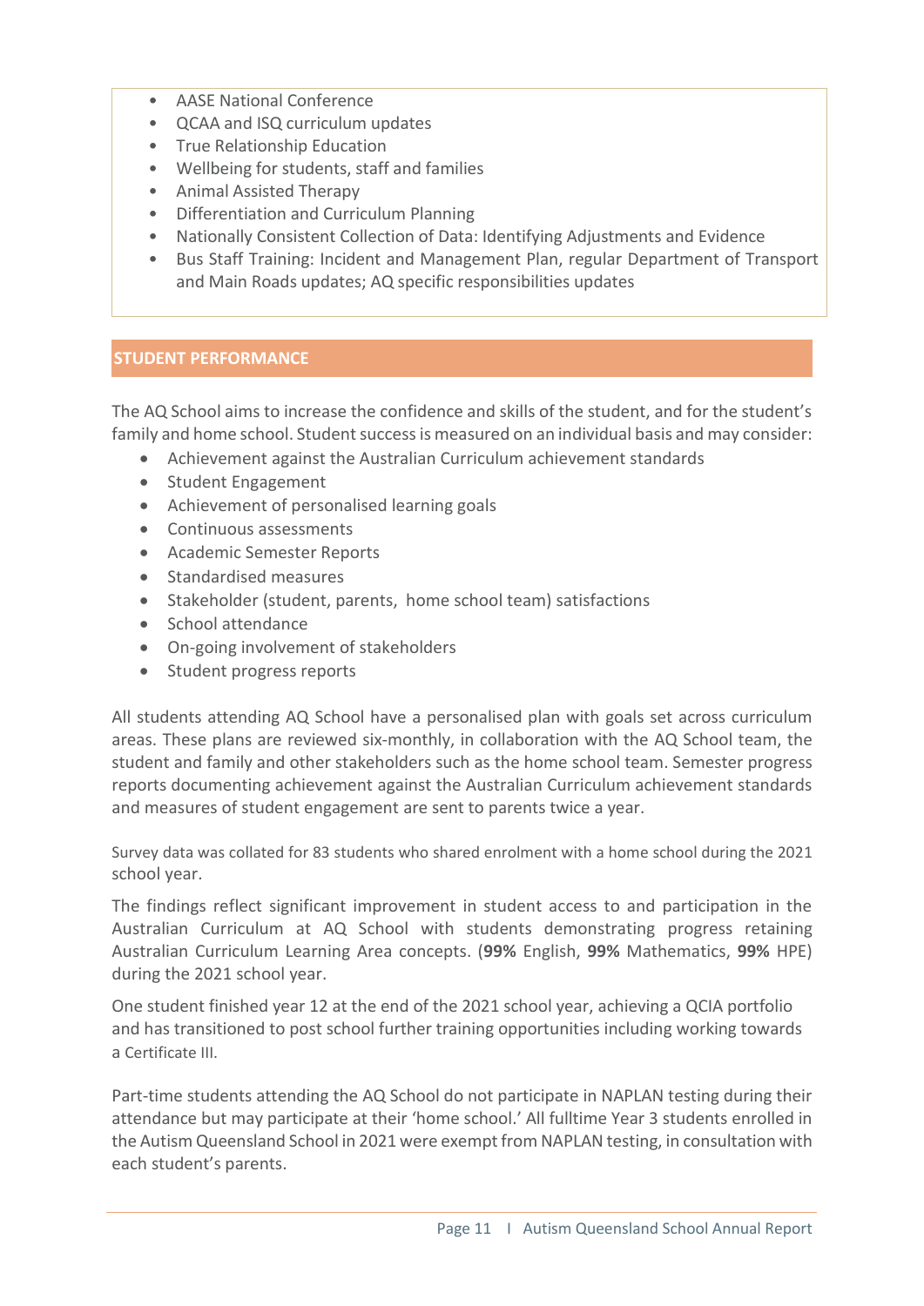- AASE National Conference
- QCAA and ISQ curriculum updates
- True Relationship Education
- Wellbeing for students, staff and families
- Animal Assisted Therapy
- Differentiation and Curriculum Planning
- Nationally Consistent Collection of Data: Identifying Adjustments and Evidence
- Bus Staff Training: Incident and Management Plan, regular Department of Transport and Main Roads updates; AQ specific responsibilities updates

## STUDENT PERFORMANCE

The AQ School aims to increase the confidence and skills of the student, and for the student's family and home school. Student success is measured on an individual basis and may consider:

- Achievement against the Australian Curriculum achievement standards
- Student Engagement
- Achievement of personalised learning goals
- Continuous assessments
- Academic Semester Reports
- Standardised measures
- Stakeholder (student, parents, home school team) satisfactions
- School attendance
- On-going involvement of stakeholders
- Student progress reports

All students attending AQ School have a personalised plan with goals set across curriculum areas. These plans are reviewed six-monthly, in collaboration with the AQ School team, the student and family and other stakeholders such as the home school team. Semester progress reports documenting achievement against the Australian Curriculum achievement standards and measures of student engagement are sent to parents twice a year.

Survey data was collated for 83 students who shared enrolment with a home school during the 2021 school year.

The findings reflect significant improvement in student access to and participation in the Australian Curriculum at AQ School with students demonstrating progress retaining Australian Curriculum Learning Area concepts. (**99%** English, **99%** Mathematics, **99%** HPE) during the 2021 school year.

One student finished year 12 at the end of the 2021 school year, achieving a QCIA portfolio and has transitioned to post school further training opportunities including working towards a Certificate III.

Part-time students attending the AQ School do not participate in NAPLAN testing during their attendance but may participate at their 'home school.' All fulltime Year 3 students enrolled in the Autism Queensland School in 2021 were exempt from NAPLAN testing, in consultation with each student's parents.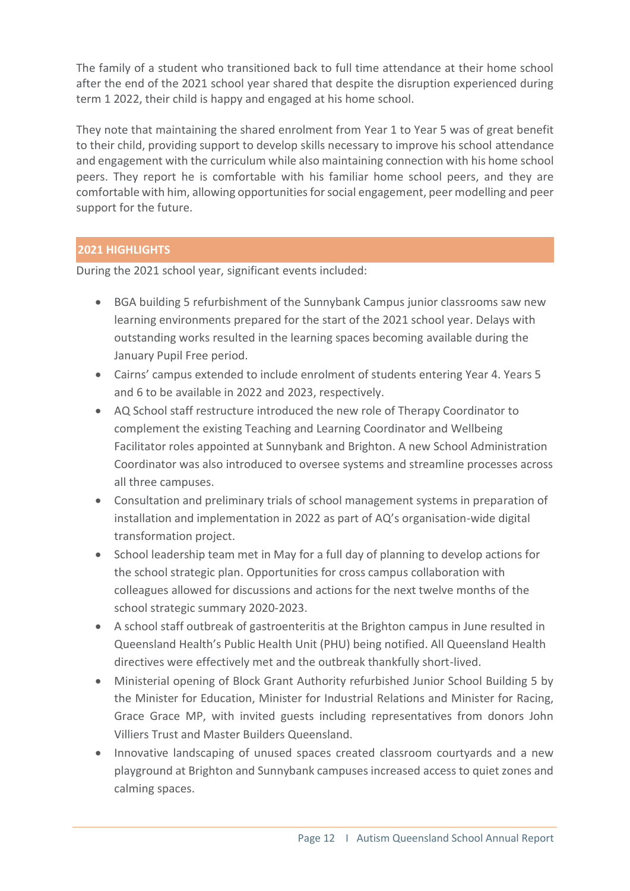The family of a student who transitioned back to full time attendance at their home school after the end of the 2021 school year shared that despite the disruption experienced during term 1 2022, their child is happy and engaged at his home school.

They note that maintaining the shared enrolment from Year 1 to Year 5 was of great benefit to their child, providing support to develop skills necessary to improve his school attendance and engagement with the curriculum while also maintaining connection with his home school peers. They report he is comfortable with his familiar home school peers, and they are comfortable with him, allowing opportunities for social engagement, peer modelling and peer support for the future.

## 2021 HIGHLIGHTS

During the 2021 school year, significant events included:

- BGA building 5 refurbishment of the Sunnybank Campus junior classrooms saw new learning environments prepared for the start of the 2021 school year. Delays with outstanding works resulted in the learning spaces becoming available during the January Pupil Free period.
- Cairns' campus extended to include enrolment of students entering Year 4. Years 5 and 6 to be available in 2022 and 2023, respectively.
- AQ School staff restructure introduced the new role of Therapy Coordinator to complement the existing Teaching and Learning Coordinator and Wellbeing Facilitator roles appointed at Sunnybank and Brighton. A new School Administration Coordinator was also introduced to oversee systems and streamline processes across all three campuses.
- Consultation and preliminary trials of school management systems in preparation of installation and implementation in 2022 as part of AQ's organisation-wide digital transformation project.
- School leadership team met in May for a full day of planning to develop actions for the school strategic plan. Opportunities for cross campus collaboration with colleagues allowed for discussions and actions for the next twelve months of the school strategic summary 2020-2023.
- A school staff outbreak of gastroenteritis at the Brighton campus in June resulted in Queensland Health's Public Health Unit (PHU) being notified. All Queensland Health directives were effectively met and the outbreak thankfully short-lived.
- Ministerial opening of Block Grant Authority refurbished Junior School Building 5 by the Minister for Education, Minister for Industrial Relations and Minister for Racing, Grace Grace MP, with invited guests including representatives from donors John Villiers Trust and Master Builders Queensland.
- Innovative landscaping of unused spaces created classroom courtyards and a new playground at Brighton and Sunnybank campuses increased access to quiet zones and calming spaces.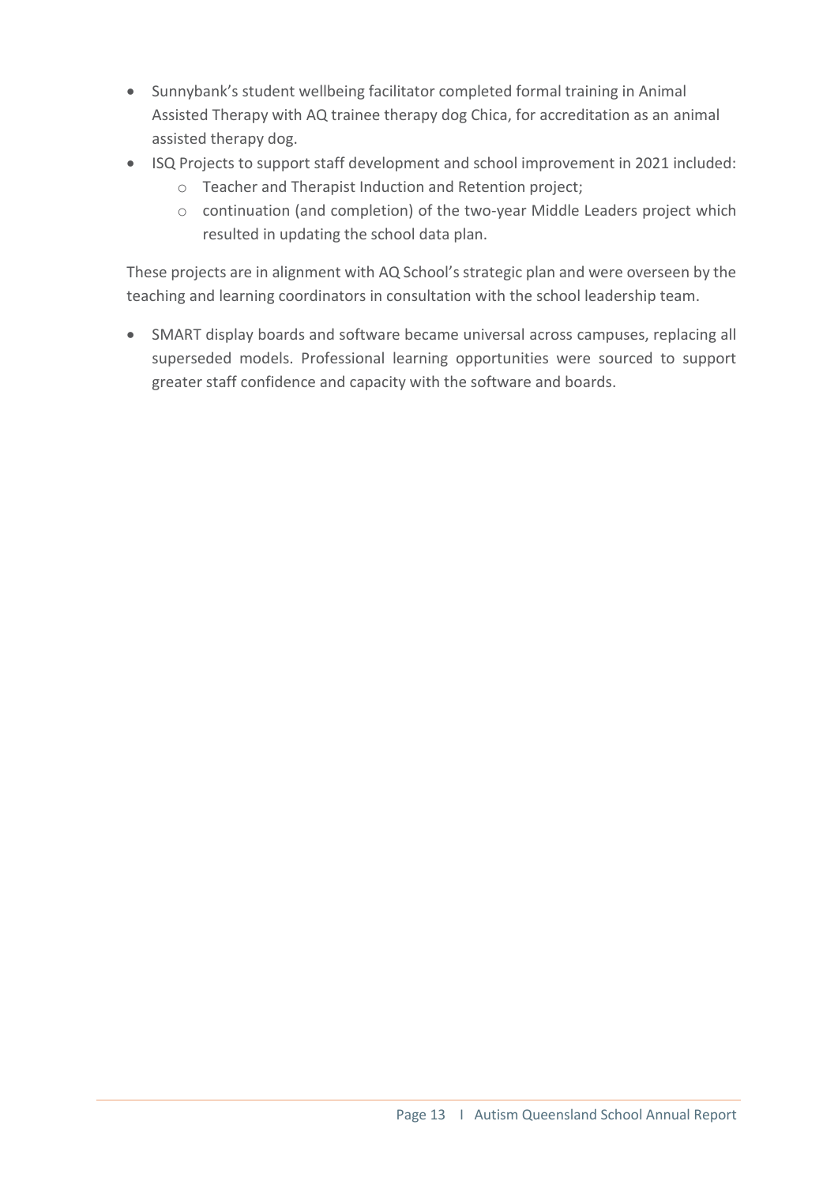- Sunnybank's student wellbeing facilitator completed formal training in Animal Assisted Therapy with AQ trainee therapy dog Chica, for accreditation as an animal assisted therapy dog.
- ISQ Projects to support staff development and school improvement in 2021 included:
  - Teacher and Therapist Induction and Retention project;
  - continuation (and completion) of the two-year Middle Leaders project which resulted in updating the school data plan.

These projects are in alignment with AQ School's strategic plan and were overseen by the teaching and learning coordinators in consultation with the school leadership team.

- SMART display boards and software became universal across campuses, replacing all superseded models. Professional learning opportunities were sourced to support greater staff confidence and capacity with the software and boards.